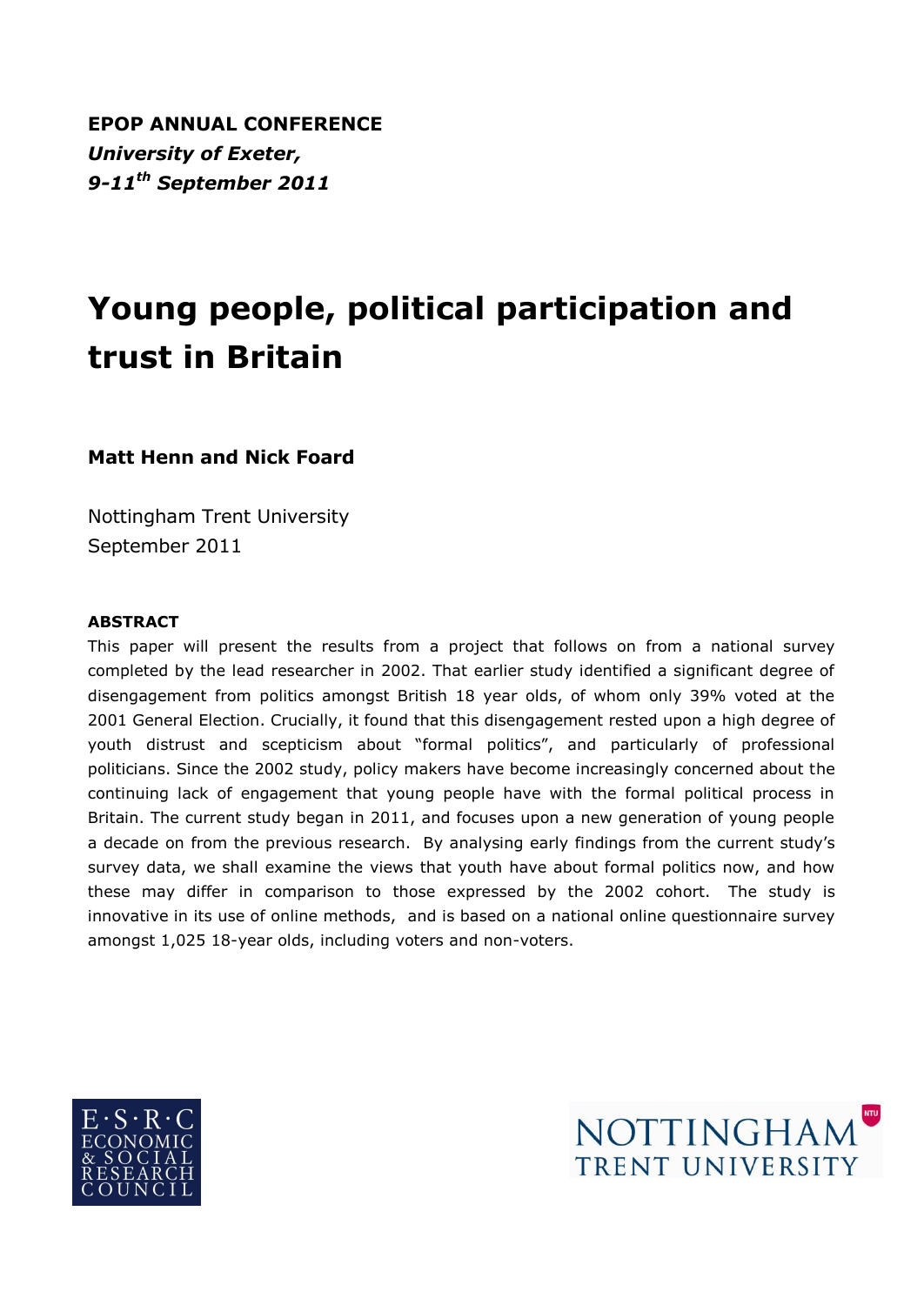**EPOP ANNUAL CONFERENCE**
***University of Exeter,***
***9-11th September 2011***

# Young people, political participation and trust in Britain

**Matt Henn and Nick Foard**

Nottingham Trent University
September 2011

**ABSTRACT**

This paper will present the results from a project that follows on from a national survey completed by the lead researcher in 2002. That earlier study identified a significant degree of disengagement from politics amongst British 18 year olds, of whom only 39% voted at the 2001 General Election. Crucially, it found that this disengagement rested upon a high degree of youth distrust and scepticism about "formal politics", and particularly of professional politicians. Since the 2002 study, policy makers have become increasingly concerned about the continuing lack of engagement that young people have with the formal political process in Britain. The current study began in 2011, and focuses upon a new generation of young people a decade on from the previous research. By analysing early findings from the current study's survey data, we shall examine the views that youth have about formal politics now, and how these may differ in comparison to those expressed by the 2002 cohort. The study is innovative in its use of online methods, and is based on a national online questionnaire survey amongst 1,025 18-year olds, including voters and non-voters.

E·S·R·C ECONOMIC & SOCIAL RESEARCH COUNCIL

NOTTINGHAM TRENT UNIVERSITY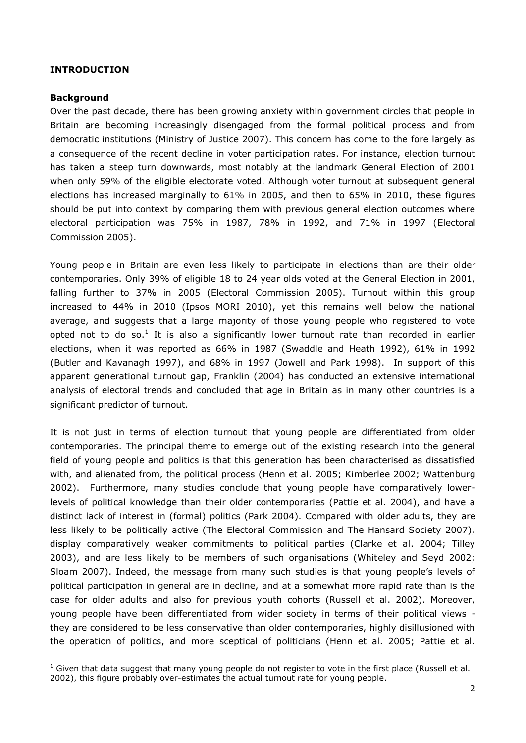## INTRODUCTION

### Background

Over the past decade, there has been growing anxiety within government circles that people in Britain are becoming increasingly disengaged from the formal political process and from democratic institutions (Ministry of Justice 2007). This concern has come to the fore largely as a consequence of the recent decline in voter participation rates. For instance, election turnout has taken a steep turn downwards, most notably at the landmark General Election of 2001 when only 59% of the eligible electorate voted. Although voter turnout at subsequent general elections has increased marginally to 61% in 2005, and then to 65% in 2010, these figures should be put into context by comparing them with previous general election outcomes where electoral participation was 75% in 1987, 78% in 1992, and 71% in 1997 (Electoral Commission 2005).

Young people in Britain are even less likely to participate in elections than are their older contemporaries. Only 39% of eligible 18 to 24 year olds voted at the General Election in 2001, falling further to 37% in 2005 (Electoral Commission 2005). Turnout within this group increased to 44% in 2010 (Ipsos MORI 2010), yet this remains well below the national average, and suggests that a large majority of those young people who registered to vote opted not to do so.[1] It is also a significantly lower turnout rate than recorded in earlier elections, when it was reported as 66% in 1987 (Swaddle and Heath 1992), 61% in 1992 (Butler and Kavanagh 1997), and 68% in 1997 (Jowell and Park 1998). In support of this apparent generational turnout gap, Franklin (2004) has conducted an extensive international analysis of electoral trends and concluded that age in Britain as in many other countries is a significant predictor of turnout.

It is not just in terms of election turnout that young people are differentiated from older contemporaries. The principal theme to emerge out of the existing research into the general field of young people and politics is that this generation has been characterised as dissatisfied with, and alienated from, the political process (Henn et al. 2005; Kimberlee 2002; Wattenburg 2002). Furthermore, many studies conclude that young people have comparatively lower-levels of political knowledge than their older contemporaries (Pattie et al. 2004), and have a distinct lack of interest in (formal) politics (Park 2004). Compared with older adults, they are less likely to be politically active (The Electoral Commission and The Hansard Society 2007), display comparatively weaker commitments to political parties (Clarke et al. 2004; Tilley 2003), and are less likely to be members of such organisations (Whiteley and Seyd 2002; Sloam 2007). Indeed, the message from many such studies is that young people's levels of political participation in general are in decline, and at a somewhat more rapid rate than is the case for older adults and also for previous youth cohorts (Russell et al. 2002). Moreover, young people have been differentiated from wider society in terms of their political views - they are considered to be less conservative than older contemporaries, highly disillusioned with the operation of politics, and more sceptical of politicians (Henn et al. 2005; Pattie et al.

---

[1] Given that data suggest that many young people do not register to vote in the first place (Russell et al. 2002), this figure probably over-estimates the actual turnout rate for young people.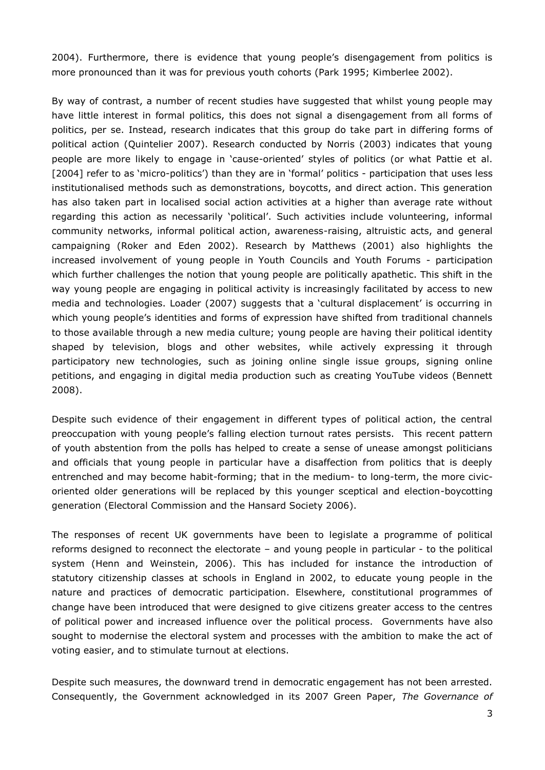2004). Furthermore, there is evidence that young people's disengagement from politics is more pronounced than it was for previous youth cohorts (Park 1995; Kimberlee 2002).

By way of contrast, a number of recent studies have suggested that whilst young people may have little interest in formal politics, this does not signal a disengagement from all forms of politics, per se. Instead, research indicates that this group do take part in differing forms of political action (Quintelier 2007). Research conducted by Norris (2003) indicates that young people are more likely to engage in 'cause-oriented' styles of politics (or what Pattie et al. [2004] refer to as 'micro-politics') than they are in 'formal' politics - participation that uses less institutionalised methods such as demonstrations, boycotts, and direct action. This generation has also taken part in localised social action activities at a higher than average rate without regarding this action as necessarily 'political'. Such activities include volunteering, informal community networks, informal political action, awareness-raising, altruistic acts, and general campaigning (Roker and Eden 2002). Research by Matthews (2001) also highlights the increased involvement of young people in Youth Councils and Youth Forums - participation which further challenges the notion that young people are politically apathetic. This shift in the way young people are engaging in political activity is increasingly facilitated by access to new media and technologies. Loader (2007) suggests that a 'cultural displacement' is occurring in which young people's identities and forms of expression have shifted from traditional channels to those available through a new media culture; young people are having their political identity shaped by television, blogs and other websites, while actively expressing it through participatory new technologies, such as joining online single issue groups, signing online petitions, and engaging in digital media production such as creating YouTube videos (Bennett 2008).

Despite such evidence of their engagement in different types of political action, the central preoccupation with young people's falling election turnout rates persists. This recent pattern of youth abstention from the polls has helped to create a sense of unease amongst politicians and officials that young people in particular have a disaffection from politics that is deeply entrenched and may become habit-forming; that in the medium- to long-term, the more civic-oriented older generations will be replaced by this younger sceptical and election-boycotting generation (Electoral Commission and the Hansard Society 2006).

The responses of recent UK governments have been to legislate a programme of political reforms designed to reconnect the electorate – and young people in particular - to the political system (Henn and Weinstein, 2006). This has included for instance the introduction of statutory citizenship classes at schools in England in 2002, to educate young people in the nature and practices of democratic participation. Elsewhere, constitutional programmes of change have been introduced that were designed to give citizens greater access to the centres of political power and increased influence over the political process. Governments have also sought to modernise the electoral system and processes with the ambition to make the act of voting easier, and to stimulate turnout at elections.

Despite such measures, the downward trend in democratic engagement has not been arrested. Consequently, the Government acknowledged in its 2007 Green Paper, *The Governance of*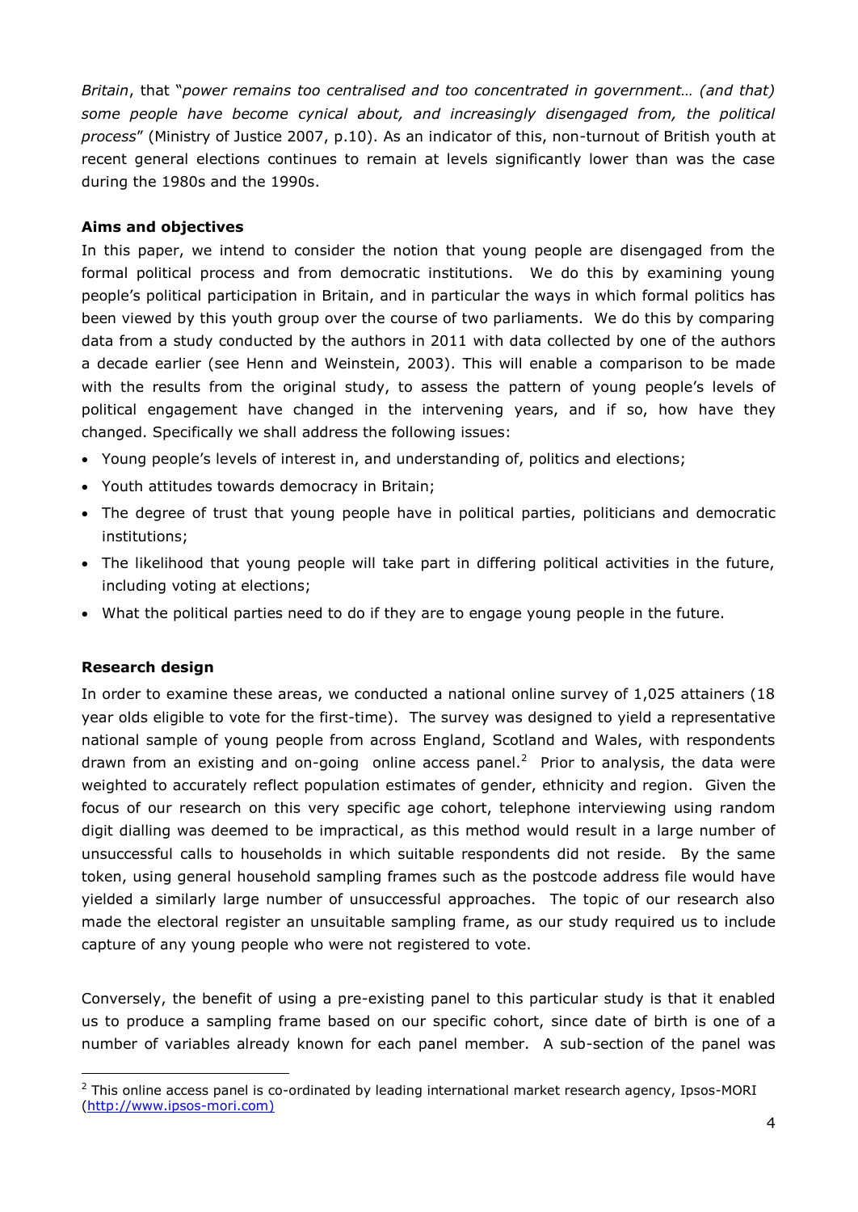*Britain*, that "*power remains too centralised and too concentrated in government… (and that) some people have become cynical about, and increasingly disengaged from, the political process*" (Ministry of Justice 2007, p.10). As an indicator of this, non-turnout of British youth at recent general elections continues to remain at levels significantly lower than was the case during the 1980s and the 1990s.

**Aims and objectives**

In this paper, we intend to consider the notion that young people are disengaged from the formal political process and from democratic institutions. We do this by examining young people's political participation in Britain, and in particular the ways in which formal politics has been viewed by this youth group over the course of two parliaments. We do this by comparing data from a study conducted by the authors in 2011 with data collected by one of the authors a decade earlier (see Henn and Weinstein, 2003). This will enable a comparison to be made with the results from the original study, to assess the pattern of young people's levels of political engagement have changed in the intervening years, and if so, how have they changed. Specifically we shall address the following issues:

- Young people's levels of interest in, and understanding of, politics and elections;
- Youth attitudes towards democracy in Britain;
- The degree of trust that young people have in political parties, politicians and democratic institutions;
- The likelihood that young people will take part in differing political activities in the future, including voting at elections;
- What the political parties need to do if they are to engage young people in the future.

**Research design**

In order to examine these areas, we conducted a national online survey of 1,025 attainers (18 year olds eligible to vote for the first-time). The survey was designed to yield a representative national sample of young people from across England, Scotland and Wales, with respondents drawn from an existing and on-going online access panel.[2] Prior to analysis, the data were weighted to accurately reflect population estimates of gender, ethnicity and region. Given the focus of our research on this very specific age cohort, telephone interviewing using random digit dialling was deemed to be impractical, as this method would result in a large number of unsuccessful calls to households in which suitable respondents did not reside. By the same token, using general household sampling frames such as the postcode address file would have yielded a similarly large number of unsuccessful approaches. The topic of our research also made the electoral register an unsuitable sampling frame, as our study required us to include capture of any young people who were not registered to vote.

Conversely, the benefit of using a pre-existing panel to this particular study is that it enabled us to produce a sampling frame based on our specific cohort, since date of birth is one of a number of variables already known for each panel member. A sub-section of the panel was

---

[2] This online access panel is co-ordinated by leading international market research agency, Ipsos-MORI (http://www.ipsos-mori.com)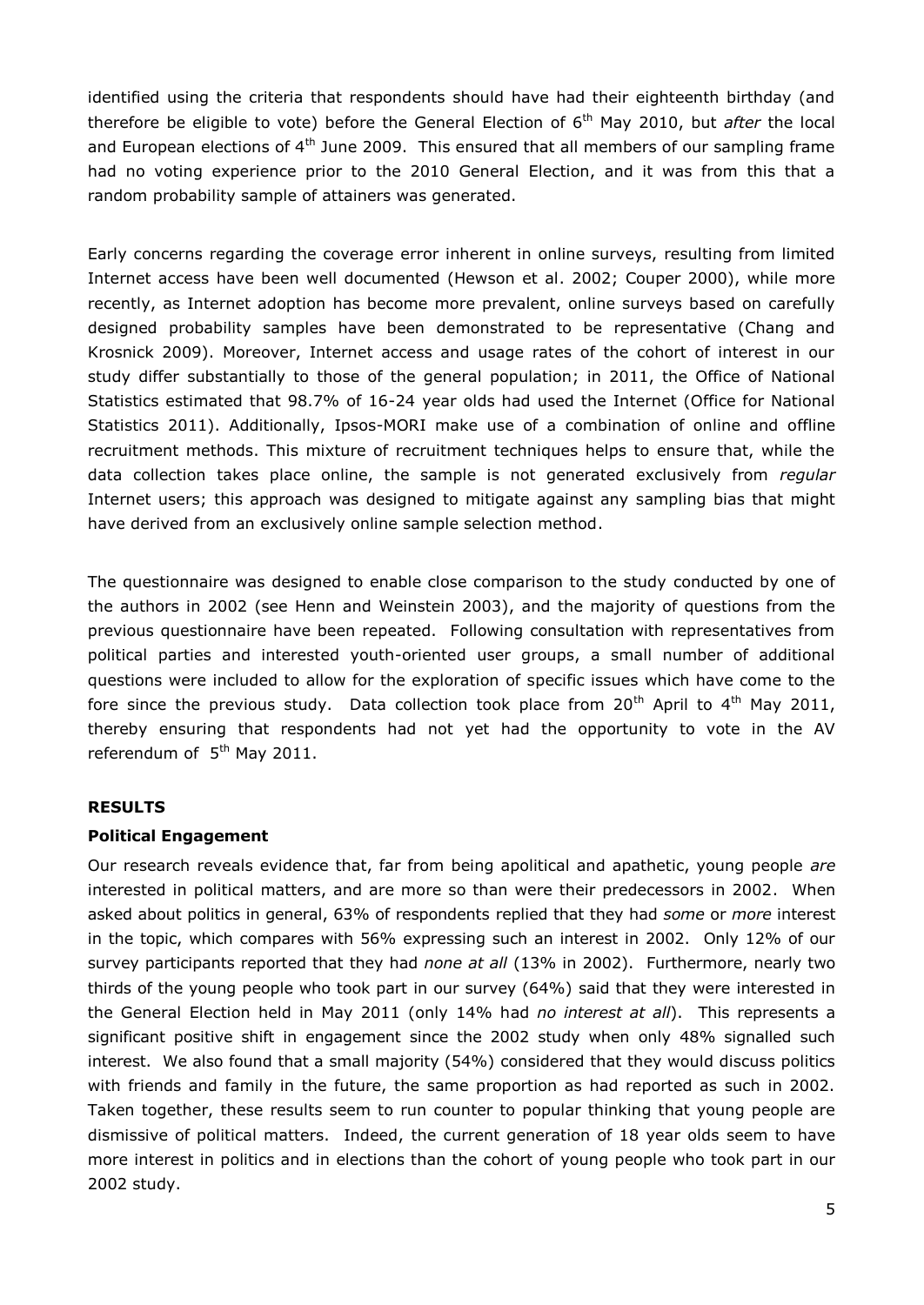identified using the criteria that respondents should have had their eighteenth birthday (and therefore be eligible to vote) before the General Election of 6th May 2010, but *after* the local and European elections of 4th June 2009. This ensured that all members of our sampling frame had no voting experience prior to the 2010 General Election, and it was from this that a random probability sample of attainers was generated.

Early concerns regarding the coverage error inherent in online surveys, resulting from limited Internet access have been well documented (Hewson et al. 2002; Couper 2000), while more recently, as Internet adoption has become more prevalent, online surveys based on carefully designed probability samples have been demonstrated to be representative (Chang and Krosnick 2009). Moreover, Internet access and usage rates of the cohort of interest in our study differ substantially to those of the general population; in 2011, the Office of National Statistics estimated that 98.7% of 16-24 year olds had used the Internet (Office for National Statistics 2011). Additionally, Ipsos-MORI make use of a combination of online and offline recruitment methods. This mixture of recruitment techniques helps to ensure that, while the data collection takes place online, the sample is not generated exclusively from *regular* Internet users; this approach was designed to mitigate against any sampling bias that might have derived from an exclusively online sample selection method.

The questionnaire was designed to enable close comparison to the study conducted by one of the authors in 2002 (see Henn and Weinstein 2003), and the majority of questions from the previous questionnaire have been repeated. Following consultation with representatives from political parties and interested youth-oriented user groups, a small number of additional questions were included to allow for the exploration of specific issues which have come to the fore since the previous study. Data collection took place from 20th April to 4th May 2011, thereby ensuring that respondents had not yet had the opportunity to vote in the AV referendum of 5th May 2011.

## RESULTS

### Political Engagement

Our research reveals evidence that, far from being apolitical and apathetic, young people *are* interested in political matters, and are more so than were their predecessors in 2002. When asked about politics in general, 63% of respondents replied that they had *some* or *more* interest in the topic, which compares with 56% expressing such an interest in 2002. Only 12% of our survey participants reported that they had *none at all* (13% in 2002). Furthermore, nearly two thirds of the young people who took part in our survey (64%) said that they were interested in the General Election held in May 2011 (only 14% had *no interest at all*). This represents a significant positive shift in engagement since the 2002 study when only 48% signalled such interest. We also found that a small majority (54%) considered that they would discuss politics with friends and family in the future, the same proportion as had reported as such in 2002. Taken together, these results seem to run counter to popular thinking that young people are dismissive of political matters. Indeed, the current generation of 18 year olds seem to have more interest in politics and in elections than the cohort of young people who took part in our 2002 study.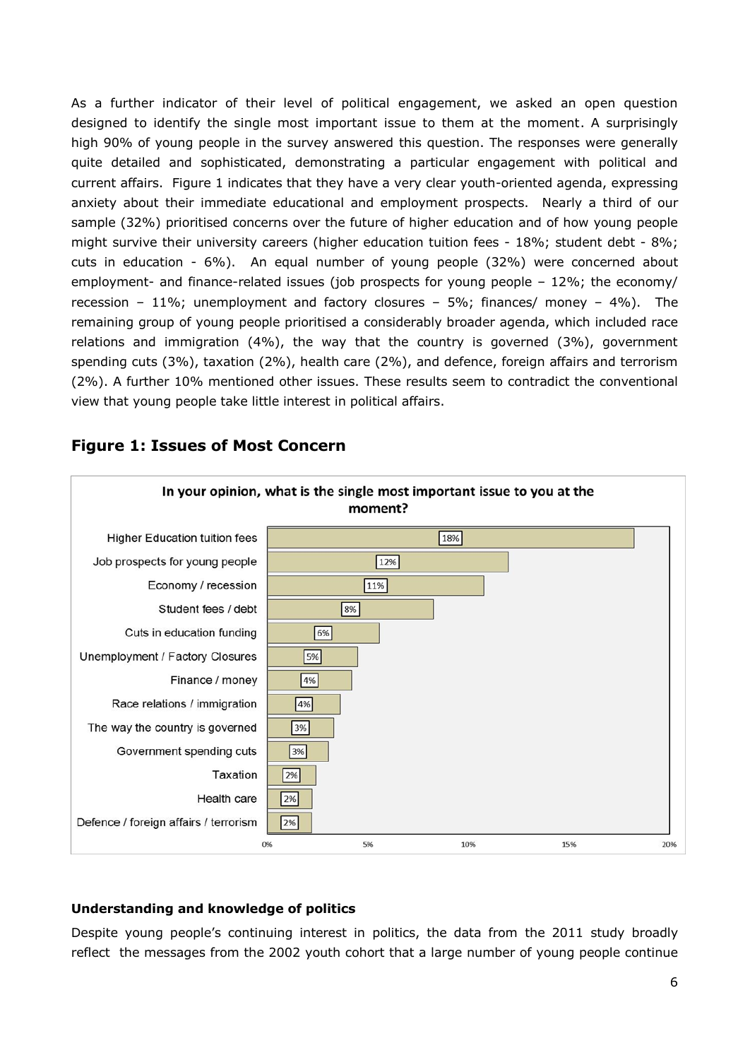As a further indicator of their level of political engagement, we asked an open question designed to identify the single most important issue to them at the moment. A surprisingly high 90% of young people in the survey answered this question. The responses were generally quite detailed and sophisticated, demonstrating a particular engagement with political and current affairs. Figure 1 indicates that they have a very clear youth-oriented agenda, expressing anxiety about their immediate educational and employment prospects. Nearly a third of our sample (32%) prioritised concerns over the future of higher education and of how young people might survive their university careers (higher education tuition fees - 18%; student debt - 8%; cuts in education - 6%). An equal number of young people (32%) were concerned about employment- and finance-related issues (job prospects for young people – 12%; the economy/ recession – 11%; unemployment and factory closures – 5%; finances/ money – 4%). The remaining group of young people prioritised a considerably broader agenda, which included race relations and immigration (4%), the way that the country is governed (3%), government spending cuts (3%), taxation (2%), health care (2%), and defence, foreign affairs and terrorism (2%). A further 10% mentioned other issues. These results seem to contradict the conventional view that young people take little interest in political affairs.

## Figure 1: Issues of Most Concern

In your opinion, what is the single most important issue to you at the moment?

| Issue | % |
|---|---|
| Higher Education tuition fees | 18% |
| Job prospects for young people | 12% |
| Economy / recession | 11% |
| Student fees / debt | 8% |
| Cuts in education funding | 6% |
| Unemployment / Factory Closures | 5% |
| Finance / money | 4% |
| Race relations / immigration | 4% |
| The way the country is governed | 3% |
| Government spending cuts | 3% |
| Taxation | 2% |
| Health care | 2% |
| Defence / foreign affairs / terrorism | 2% |

### Understanding and knowledge of politics

Despite young people's continuing interest in politics, the data from the 2011 study broadly reflect the messages from the 2002 youth cohort that a large number of young people continue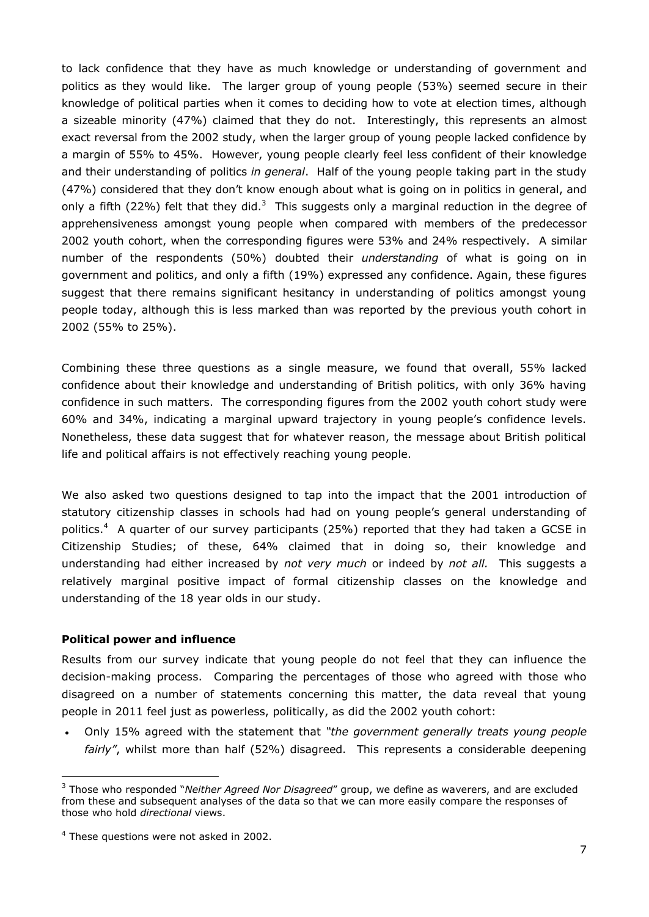to lack confidence that they have as much knowledge or understanding of government and politics as they would like. The larger group of young people (53%) seemed secure in their knowledge of political parties when it comes to deciding how to vote at election times, although a sizeable minority (47%) claimed that they do not. Interestingly, this represents an almost exact reversal from the 2002 study, when the larger group of young people lacked confidence by a margin of 55% to 45%. However, young people clearly feel less confident of their knowledge and their understanding of politics *in general*. Half of the young people taking part in the study (47%) considered that they don't know enough about what is going on in politics in general, and only a fifth (22%) felt that they did.[3] This suggests only a marginal reduction in the degree of apprehensiveness amongst young people when compared with members of the predecessor 2002 youth cohort, when the corresponding figures were 53% and 24% respectively. A similar number of the respondents (50%) doubted their *understanding* of what is going on in government and politics, and only a fifth (19%) expressed any confidence. Again, these figures suggest that there remains significant hesitancy in understanding of politics amongst young people today, although this is less marked than was reported by the previous youth cohort in 2002 (55% to 25%).

Combining these three questions as a single measure, we found that overall, 55% lacked confidence about their knowledge and understanding of British politics, with only 36% having confidence in such matters. The corresponding figures from the 2002 youth cohort study were 60% and 34%, indicating a marginal upward trajectory in young people's confidence levels. Nonetheless, these data suggest that for whatever reason, the message about British political life and political affairs is not effectively reaching young people.

We also asked two questions designed to tap into the impact that the 2001 introduction of statutory citizenship classes in schools had had on young people's general understanding of politics.[4] A quarter of our survey participants (25%) reported that they had taken a GCSE in Citizenship Studies; of these, 64% claimed that in doing so, their knowledge and understanding had either increased by *not very much* or indeed by *not all.* This suggests a relatively marginal positive impact of formal citizenship classes on the knowledge and understanding of the 18 year olds in our study.

**Political power and influence**

Results from our survey indicate that young people do not feel that they can influence the decision-making process. Comparing the percentages of those who agreed with those who disagreed on a number of statements concerning this matter, the data reveal that young people in 2011 feel just as powerless, politically, as did the 2002 youth cohort:

- Only 15% agreed with the statement that *"the government generally treats young people fairly"*, whilst more than half (52%) disagreed. This represents a considerable deepening

---

[3] Those who responded "*Neither Agreed Nor Disagreed*" group, we define as waverers, and are excluded from these and subsequent analyses of the data so that we can more easily compare the responses of those who hold *directional* views.

[4] These questions were not asked in 2002.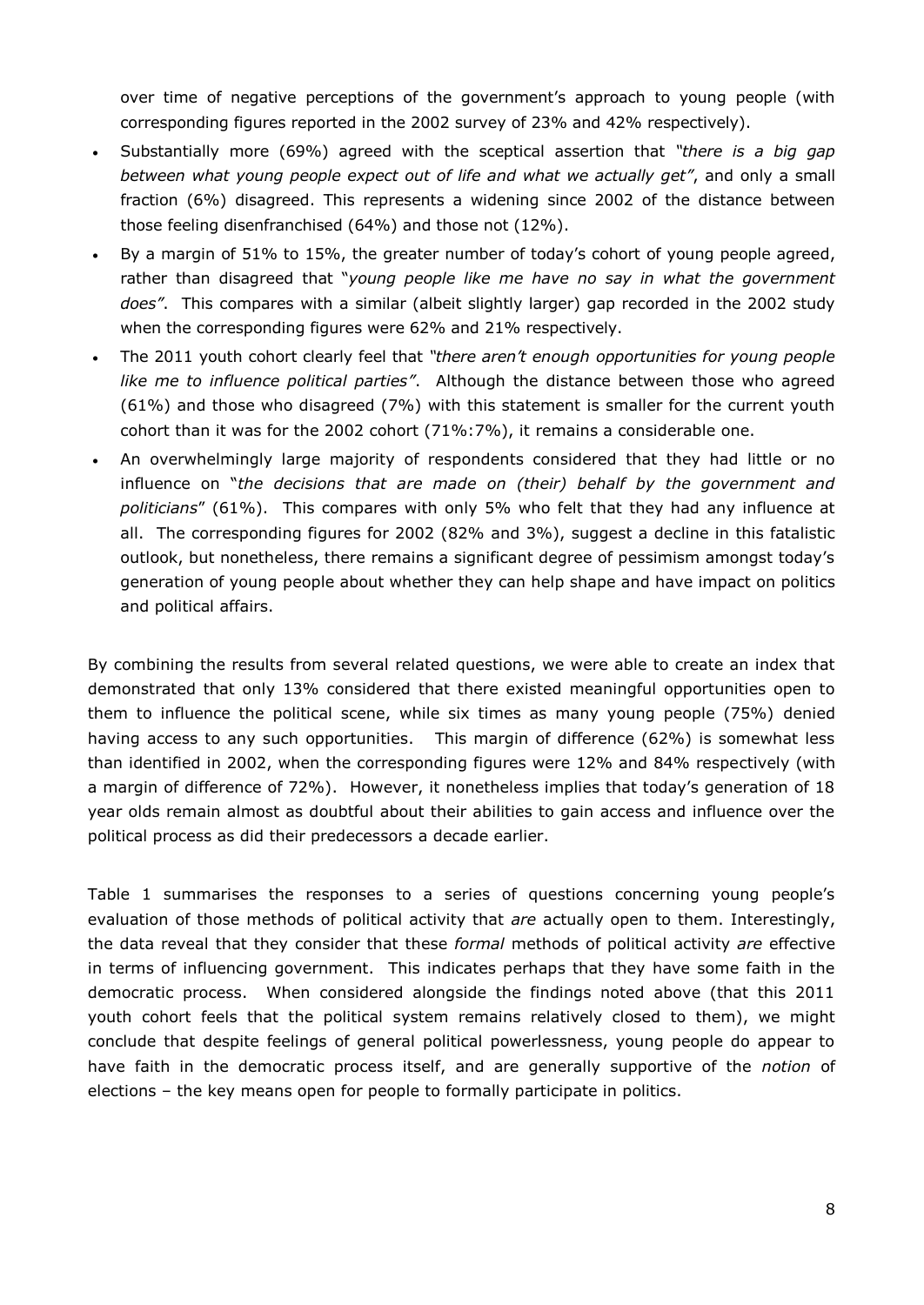over time of negative perceptions of the government's approach to young people (with corresponding figures reported in the 2002 survey of 23% and 42% respectively).

- Substantially more (69%) agreed with the sceptical assertion that *"there is a big gap between what young people expect out of life and what we actually get"*, and only a small fraction (6%) disagreed. This represents a widening since 2002 of the distance between those feeling disenfranchised (64%) and those not (12%).
- By a margin of 51% to 15%, the greater number of today's cohort of young people agreed, rather than disagreed that "*young people like me have no say in what the government does"*. This compares with a similar (albeit slightly larger) gap recorded in the 2002 study when the corresponding figures were 62% and 21% respectively.
- The 2011 youth cohort clearly feel that *"there aren't enough opportunities for young people like me to influence political parties"*. Although the distance between those who agreed (61%) and those who disagreed (7%) with this statement is smaller for the current youth cohort than it was for the 2002 cohort (71%:7%), it remains a considerable one.
- An overwhelmingly large majority of respondents considered that they had little or no influence on "*the decisions that are made on (their) behalf by the government and politicians*" (61%). This compares with only 5% who felt that they had any influence at all. The corresponding figures for 2002 (82% and 3%), suggest a decline in this fatalistic outlook, but nonetheless, there remains a significant degree of pessimism amongst today's generation of young people about whether they can help shape and have impact on politics and political affairs.

By combining the results from several related questions, we were able to create an index that demonstrated that only 13% considered that there existed meaningful opportunities open to them to influence the political scene, while six times as many young people (75%) denied having access to any such opportunities. This margin of difference (62%) is somewhat less than identified in 2002, when the corresponding figures were 12% and 84% respectively (with a margin of difference of 72%). However, it nonetheless implies that today's generation of 18 year olds remain almost as doubtful about their abilities to gain access and influence over the political process as did their predecessors a decade earlier.

Table 1 summarises the responses to a series of questions concerning young people's evaluation of those methods of political activity that *are* actually open to them. Interestingly, the data reveal that they consider that these *formal* methods of political activity *are* effective in terms of influencing government. This indicates perhaps that they have some faith in the democratic process. When considered alongside the findings noted above (that this 2011 youth cohort feels that the political system remains relatively closed to them), we might conclude that despite feelings of general political powerlessness, young people do appear to have faith in the democratic process itself, and are generally supportive of the *notion* of elections – the key means open for people to formally participate in politics.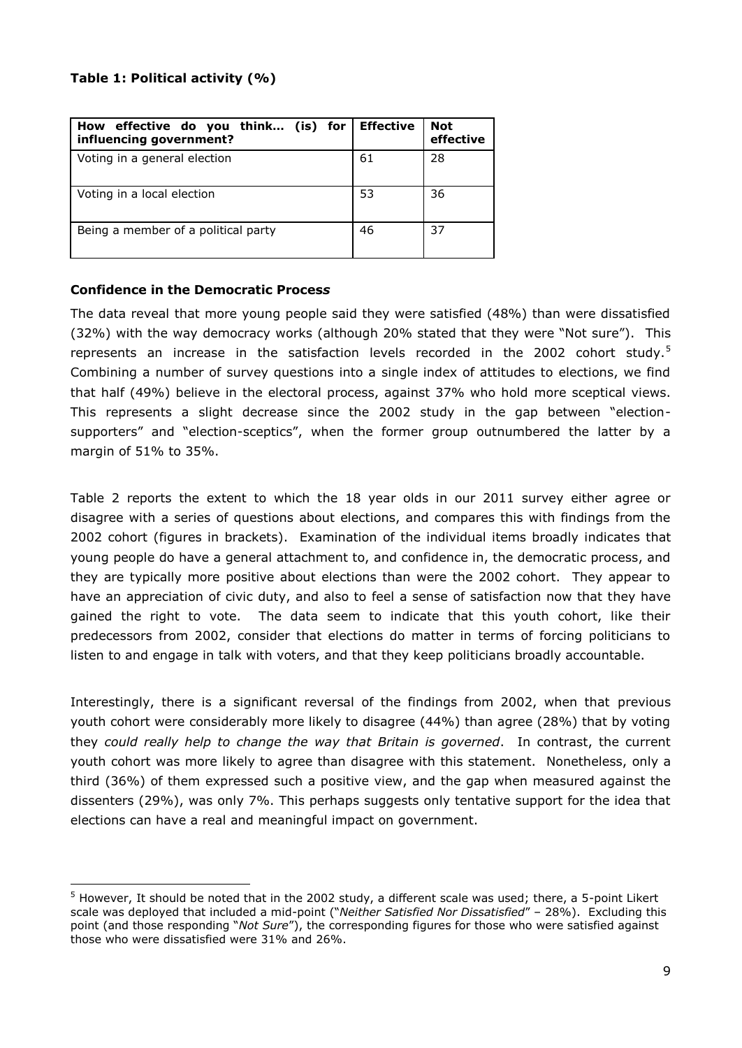**Table 1: Political activity (%)**

| How effective do you think… (is) for influencing government? | Effective | Not effective |
|---|---|---|
| Voting in a general election | 61 | 28 |
| Voting in a local election | 53 | 36 |
| Being a member of a political party | 46 | 37 |

**Confidence in the Democratic Process**

The data reveal that more young people said they were satisfied (48%) than were dissatisfied (32%) with the way democracy works (although 20% stated that they were "Not sure"). This represents an increase in the satisfaction levels recorded in the 2002 cohort study.[5] Combining a number of survey questions into a single index of attitudes to elections, we find that half (49%) believe in the electoral process, against 37% who hold more sceptical views. This represents a slight decrease since the 2002 study in the gap between "election-supporters" and "election-sceptics", when the former group outnumbered the latter by a margin of 51% to 35%.

Table 2 reports the extent to which the 18 year olds in our 2011 survey either agree or disagree with a series of questions about elections, and compares this with findings from the 2002 cohort (figures in brackets). Examination of the individual items broadly indicates that young people do have a general attachment to, and confidence in, the democratic process, and they are typically more positive about elections than were the 2002 cohort. They appear to have an appreciation of civic duty, and also to feel a sense of satisfaction now that they have gained the right to vote. The data seem to indicate that this youth cohort, like their predecessors from 2002, consider that elections do matter in terms of forcing politicians to listen to and engage in talk with voters, and that they keep politicians broadly accountable.

Interestingly, there is a significant reversal of the findings from 2002, when that previous youth cohort were considerably more likely to disagree (44%) than agree (28%) that by voting they *could really help to change the way that Britain is governed*. In contrast, the current youth cohort was more likely to agree than disagree with this statement. Nonetheless, only a third (36%) of them expressed such a positive view, and the gap when measured against the dissenters (29%), was only 7%. This perhaps suggests only tentative support for the idea that elections can have a real and meaningful impact on government.

[5] However, It should be noted that in the 2002 study, a different scale was used; there, a 5-point Likert scale was deployed that included a mid-point ("*Neither Satisfied Nor Dissatisfied*" – 28%). Excluding this point (and those responding "*Not Sure*"), the corresponding figures for those who were satisfied against those who were dissatisfied were 31% and 26%.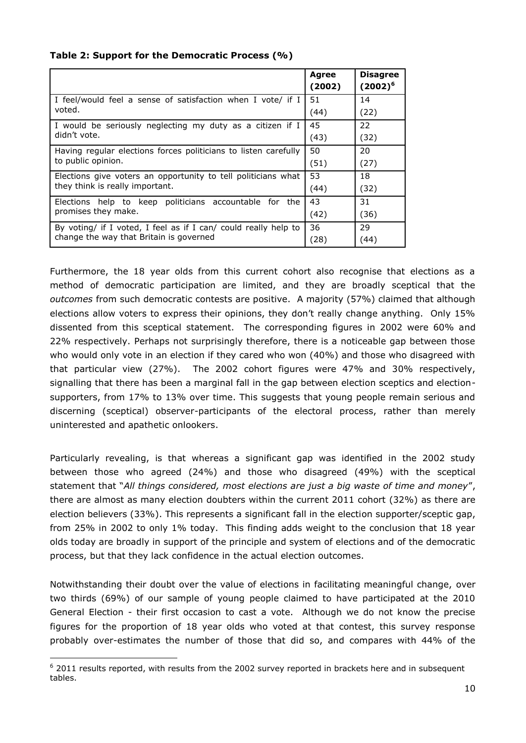**Table 2: Support for the Democratic Process (%)**

| | Agree (2002) | Disagree (2002)[6] |
|---|---|---|
| I feel/would feel a sense of satisfaction when I vote/ if I voted. | 51 (44) | 14 (22) |
| I would be seriously neglecting my duty as a citizen if I didn't vote. | 45 (43) | 22 (32) |
| Having regular elections forces politicians to listen carefully to public opinion. | 50 (51) | 20 (27) |
| Elections give voters an opportunity to tell politicians what they think is really important. | 53 (44) | 18 (32) |
| Elections help to keep politicians accountable for the promises they make. | 43 (42) | 31 (36) |
| By voting/ if I voted, I feel as if I can/ could really help to change the way that Britain is governed | 36 (28) | 29 (44) |

Furthermore, the 18 year olds from this current cohort also recognise that elections as a method of democratic participation are limited, and they are broadly sceptical that the *outcomes* from such democratic contests are positive. A majority (57%) claimed that although elections allow voters to express their opinions, they don't really change anything. Only 15% dissented from this sceptical statement. The corresponding figures in 2002 were 60% and 22% respectively. Perhaps not surprisingly therefore, there is a noticeable gap between those who would only vote in an election if they cared who won (40%) and those who disagreed with that particular view (27%). The 2002 cohort figures were 47% and 30% respectively, signalling that there has been a marginal fall in the gap between election sceptics and election-supporters, from 17% to 13% over time. This suggests that young people remain serious and discerning (sceptical) observer-participants of the electoral process, rather than merely uninterested and apathetic onlookers.

Particularly revealing, is that whereas a significant gap was identified in the 2002 study between those who agreed (24%) and those who disagreed (49%) with the sceptical statement that "*All things considered, most elections are just a big waste of time and money*", there are almost as many election doubters within the current 2011 cohort (32%) as there are election believers (33%). This represents a significant fall in the election supporter/sceptic gap, from 25% in 2002 to only 1% today. This finding adds weight to the conclusion that 18 year olds today are broadly in support of the principle and system of elections and of the democratic process, but that they lack confidence in the actual election outcomes.

Notwithstanding their doubt over the value of elections in facilitating meaningful change, over two thirds (69%) of our sample of young people claimed to have participated at the 2010 General Election - their first occasion to cast a vote. Although we do not know the precise figures for the proportion of 18 year olds who voted at that contest, this survey response probably over-estimates the number of those that did so, and compares with 44% of the

[6] 2011 results reported, with results from the 2002 survey reported in brackets here and in subsequent tables.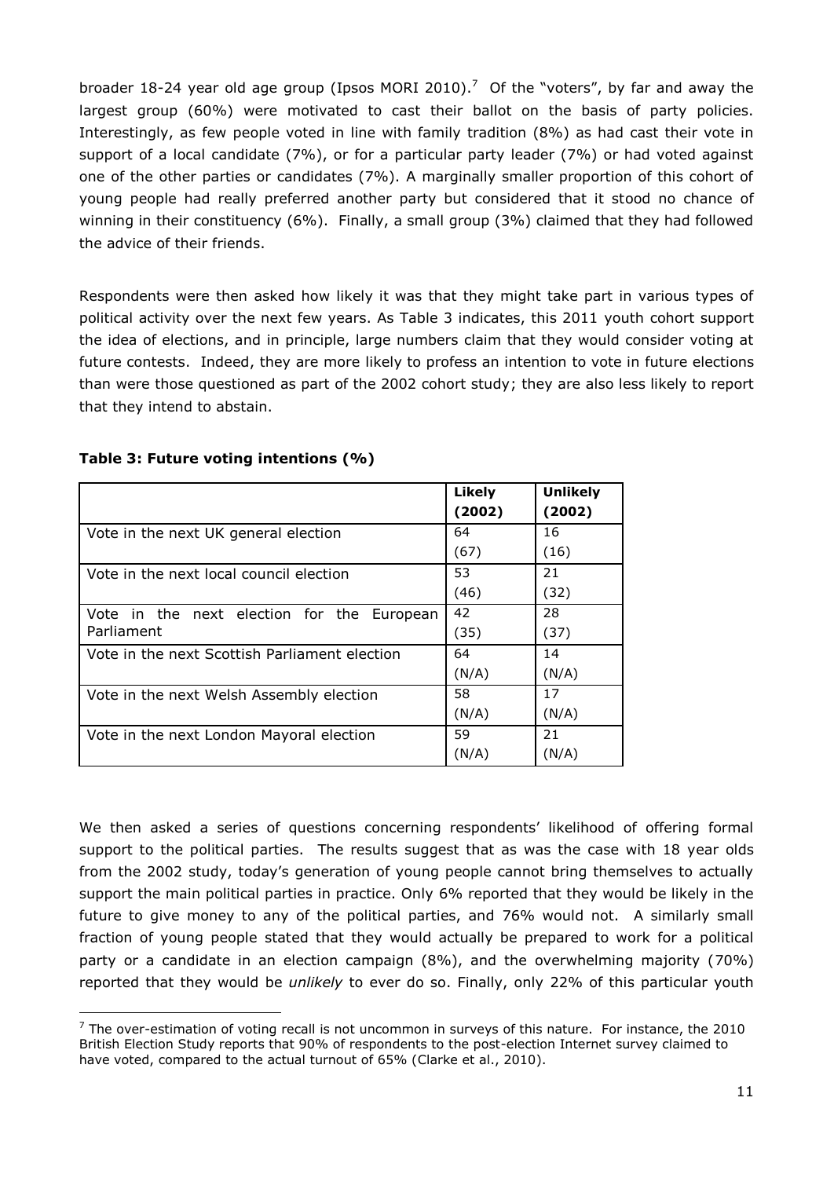broader 18-24 year old age group (Ipsos MORI 2010).[7] Of the "voters", by far and away the largest group (60%) were motivated to cast their ballot on the basis of party policies. Interestingly, as few people voted in line with family tradition (8%) as had cast their vote in support of a local candidate (7%), or for a particular party leader (7%) or had voted against one of the other parties or candidates (7%). A marginally smaller proportion of this cohort of young people had really preferred another party but considered that it stood no chance of winning in their constituency (6%). Finally, a small group (3%) claimed that they had followed the advice of their friends.

Respondents were then asked how likely it was that they might take part in various types of political activity over the next few years. As Table 3 indicates, this 2011 youth cohort support the idea of elections, and in principle, large numbers claim that they would consider voting at future contests. Indeed, they are more likely to profess an intention to vote in future elections than were those questioned as part of the 2002 cohort study; they are also less likely to report that they intend to abstain.

**Table 3: Future voting intentions (%)**

| | Likely (2002) | Unlikely (2002) |
|---|---|---|
| Vote in the next UK general election | 64 (67) | 16 (16) |
| Vote in the next local council election | 53 (46) | 21 (32) |
| Vote in the next election for the European Parliament | 42 (35) | 28 (37) |
| Vote in the next Scottish Parliament election | 64 (N/A) | 14 (N/A) |
| Vote in the next Welsh Assembly election | 58 (N/A) | 17 (N/A) |
| Vote in the next London Mayoral election | 59 (N/A) | 21 (N/A) |

We then asked a series of questions concerning respondents' likelihood of offering formal support to the political parties. The results suggest that as was the case with 18 year olds from the 2002 study, today's generation of young people cannot bring themselves to actually support the main political parties in practice. Only 6% reported that they would be likely in the future to give money to any of the political parties, and 76% would not. A similarly small fraction of young people stated that they would actually be prepared to work for a political party or a candidate in an election campaign (8%), and the overwhelming majority (70%) reported that they would be *unlikely* to ever do so. Finally, only 22% of this particular youth

[7] The over-estimation of voting recall is not uncommon in surveys of this nature. For instance, the 2010 British Election Study reports that 90% of respondents to the post-election Internet survey claimed to have voted, compared to the actual turnout of 65% (Clarke et al., 2010).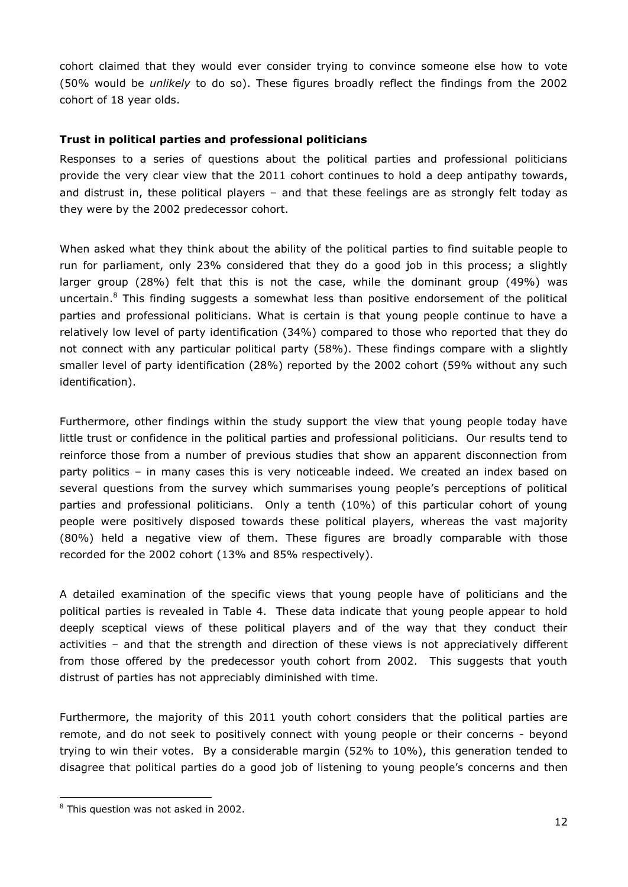cohort claimed that they would ever consider trying to convince someone else how to vote (50% would be *unlikely* to do so). These figures broadly reflect the findings from the 2002 cohort of 18 year olds.

**Trust in political parties and professional politicians**

Responses to a series of questions about the political parties and professional politicians provide the very clear view that the 2011 cohort continues to hold a deep antipathy towards, and distrust in, these political players – and that these feelings are as strongly felt today as they were by the 2002 predecessor cohort.

When asked what they think about the ability of the political parties to find suitable people to run for parliament, only 23% considered that they do a good job in this process; a slightly larger group (28%) felt that this is not the case, while the dominant group (49%) was uncertain.[8] This finding suggests a somewhat less than positive endorsement of the political parties and professional politicians. What is certain is that young people continue to have a relatively low level of party identification (34%) compared to those who reported that they do not connect with any particular political party (58%). These findings compare with a slightly smaller level of party identification (28%) reported by the 2002 cohort (59% without any such identification).

Furthermore, other findings within the study support the view that young people today have little trust or confidence in the political parties and professional politicians. Our results tend to reinforce those from a number of previous studies that show an apparent disconnection from party politics – in many cases this is very noticeable indeed. We created an index based on several questions from the survey which summarises young people's perceptions of political parties and professional politicians. Only a tenth (10%) of this particular cohort of young people were positively disposed towards these political players, whereas the vast majority (80%) held a negative view of them. These figures are broadly comparable with those recorded for the 2002 cohort (13% and 85% respectively).

A detailed examination of the specific views that young people have of politicians and the political parties is revealed in Table 4. These data indicate that young people appear to hold deeply sceptical views of these political players and of the way that they conduct their activities – and that the strength and direction of these views is not appreciatively different from those offered by the predecessor youth cohort from 2002. This suggests that youth distrust of parties has not appreciably diminished with time.

Furthermore, the majority of this 2011 youth cohort considers that the political parties are remote, and do not seek to positively connect with young people or their concerns - beyond trying to win their votes. By a considerable margin (52% to 10%), this generation tended to disagree that political parties do a good job of listening to young people's concerns and then

[8] This question was not asked in 2002.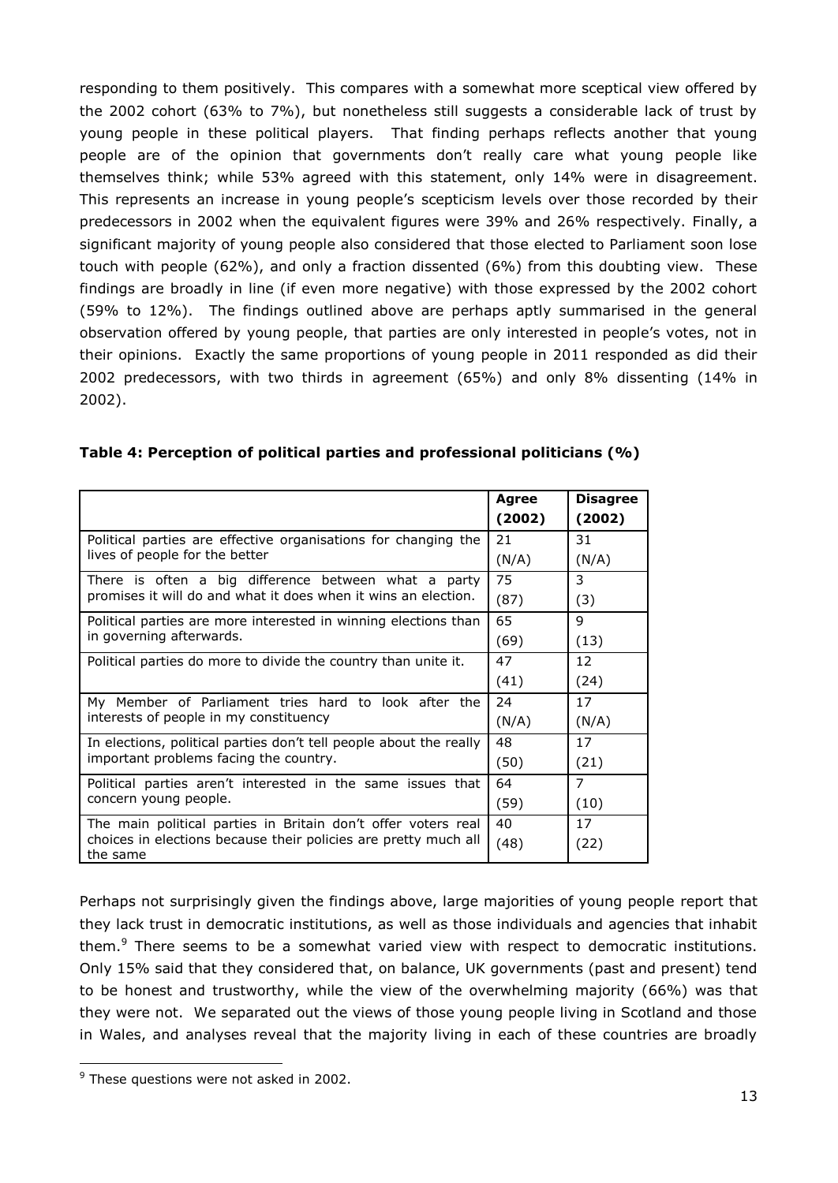responding to them positively. This compares with a somewhat more sceptical view offered by the 2002 cohort (63% to 7%), but nonetheless still suggests a considerable lack of trust by young people in these political players. That finding perhaps reflects another that young people are of the opinion that governments don't really care what young people like themselves think; while 53% agreed with this statement, only 14% were in disagreement. This represents an increase in young people's scepticism levels over those recorded by their predecessors in 2002 when the equivalent figures were 39% and 26% respectively. Finally, a significant majority of young people also considered that those elected to Parliament soon lose touch with people (62%), and only a fraction dissented (6%) from this doubting view. These findings are broadly in line (if even more negative) with those expressed by the 2002 cohort (59% to 12%). The findings outlined above are perhaps aptly summarised in the general observation offered by young people, that parties are only interested in people's votes, not in their opinions. Exactly the same proportions of young people in 2011 responded as did their 2002 predecessors, with two thirds in agreement (65%) and only 8% dissenting (14% in 2002).

**Table 4: Perception of political parties and professional politicians (%)**

| | Agree (2002) | Disagree (2002) |
|---|---|---|
| Political parties are effective organisations for changing the lives of people for the better | 21 (N/A) | 31 (N/A) |
| There is often a big difference between what a party promises it will do and what it does when it wins an election. | 75 (87) | 3 (3) |
| Political parties are more interested in winning elections than in governing afterwards. | 65 (69) | 9 (13) |
| Political parties do more to divide the country than unite it. | 47 (41) | 12 (24) |
| My Member of Parliament tries hard to look after the interests of people in my constituency | 24 (N/A) | 17 (N/A) |
| In elections, political parties don't tell people about the really important problems facing the country. | 48 (50) | 17 (21) |
| Political parties aren't interested in the same issues that concern young people. | 64 (59) | 7 (10) |
| The main political parties in Britain don't offer voters real choices in elections because their policies are pretty much all the same | 40 (48) | 17 (22) |

Perhaps not surprisingly given the findings above, large majorities of young people report that they lack trust in democratic institutions, as well as those individuals and agencies that inhabit them.[9] There seems to be a somewhat varied view with respect to democratic institutions. Only 15% said that they considered that, on balance, UK governments (past and present) tend to be honest and trustworthy, while the view of the overwhelming majority (66%) was that they were not. We separated out the views of those young people living in Scotland and those in Wales, and analyses reveal that the majority living in each of these countries are broadly

[9] These questions were not asked in 2002.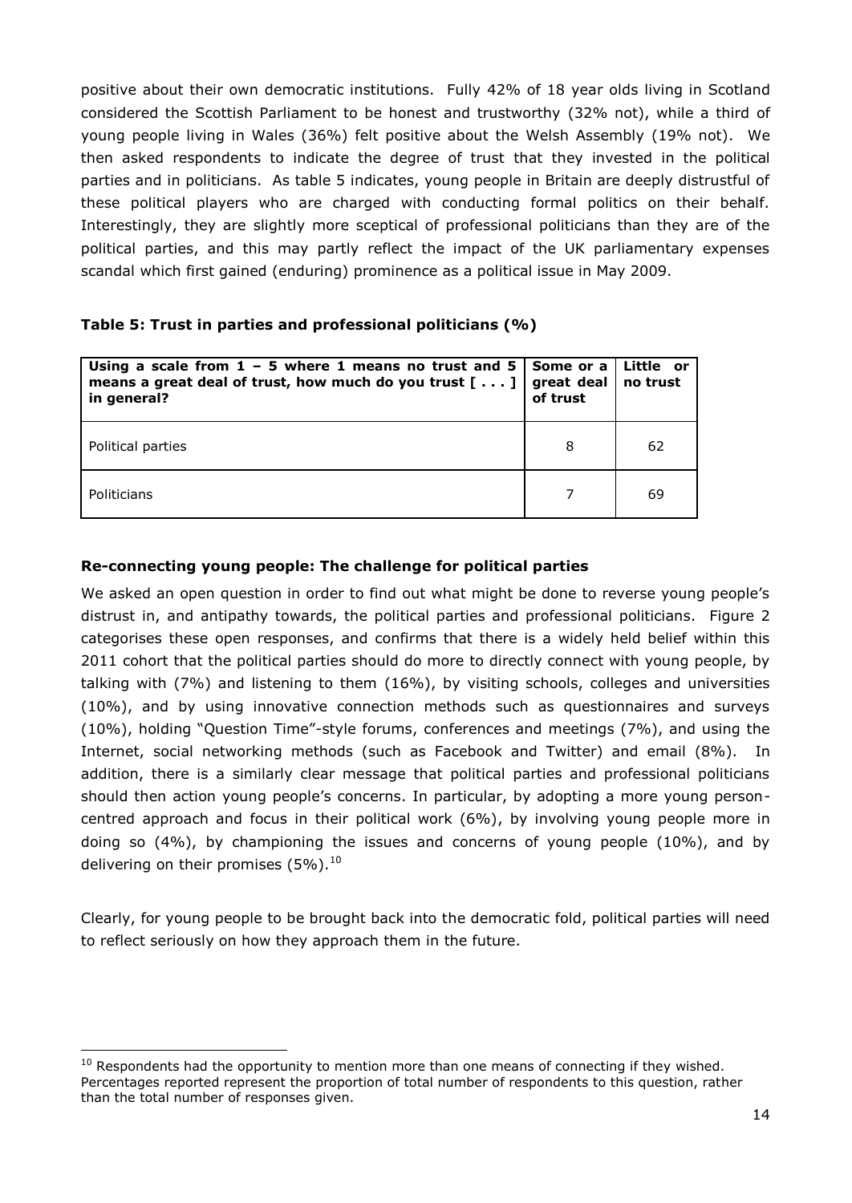positive about their own democratic institutions. Fully 42% of 18 year olds living in Scotland considered the Scottish Parliament to be honest and trustworthy (32% not), while a third of young people living in Wales (36%) felt positive about the Welsh Assembly (19% not). We then asked respondents to indicate the degree of trust that they invested in the political parties and in politicians. As table 5 indicates, young people in Britain are deeply distrustful of these political players who are charged with conducting formal politics on their behalf. Interestingly, they are slightly more sceptical of professional politicians than they are of the political parties, and this may partly reflect the impact of the UK parliamentary expenses scandal which first gained (enduring) prominence as a political issue in May 2009.

**Table 5: Trust in parties and professional politicians (%)**

| **Using a scale from 1 – 5 where 1 means no trust and 5 means a great deal of trust, how much do you trust [ . . . ] in general?** | **Some or a great deal of trust** | **Little or no trust** |
|---|---|---|
| Political parties | 8 | 62 |
| Politicians | 7 | 69 |

**Re-connecting young people: The challenge for political parties**

We asked an open question in order to find out what might be done to reverse young people's distrust in, and antipathy towards, the political parties and professional politicians. Figure 2 categorises these open responses, and confirms that there is a widely held belief within this 2011 cohort that the political parties should do more to directly connect with young people, by talking with (7%) and listening to them (16%), by visiting schools, colleges and universities (10%), and by using innovative connection methods such as questionnaires and surveys (10%), holding "Question Time"-style forums, conferences and meetings (7%), and using the Internet, social networking methods (such as Facebook and Twitter) and email (8%). In addition, there is a similarly clear message that political parties and professional politicians should then action young people's concerns. In particular, by adopting a more young person-centred approach and focus in their political work (6%), by involving young people more in doing so (4%), by championing the issues and concerns of young people (10%), and by delivering on their promises (5%).[10]

Clearly, for young people to be brought back into the democratic fold, political parties will need to reflect seriously on how they approach them in the future.

[10] Respondents had the opportunity to mention more than one means of connecting if they wished. Percentages reported represent the proportion of total number of respondents to this question, rather than the total number of responses given.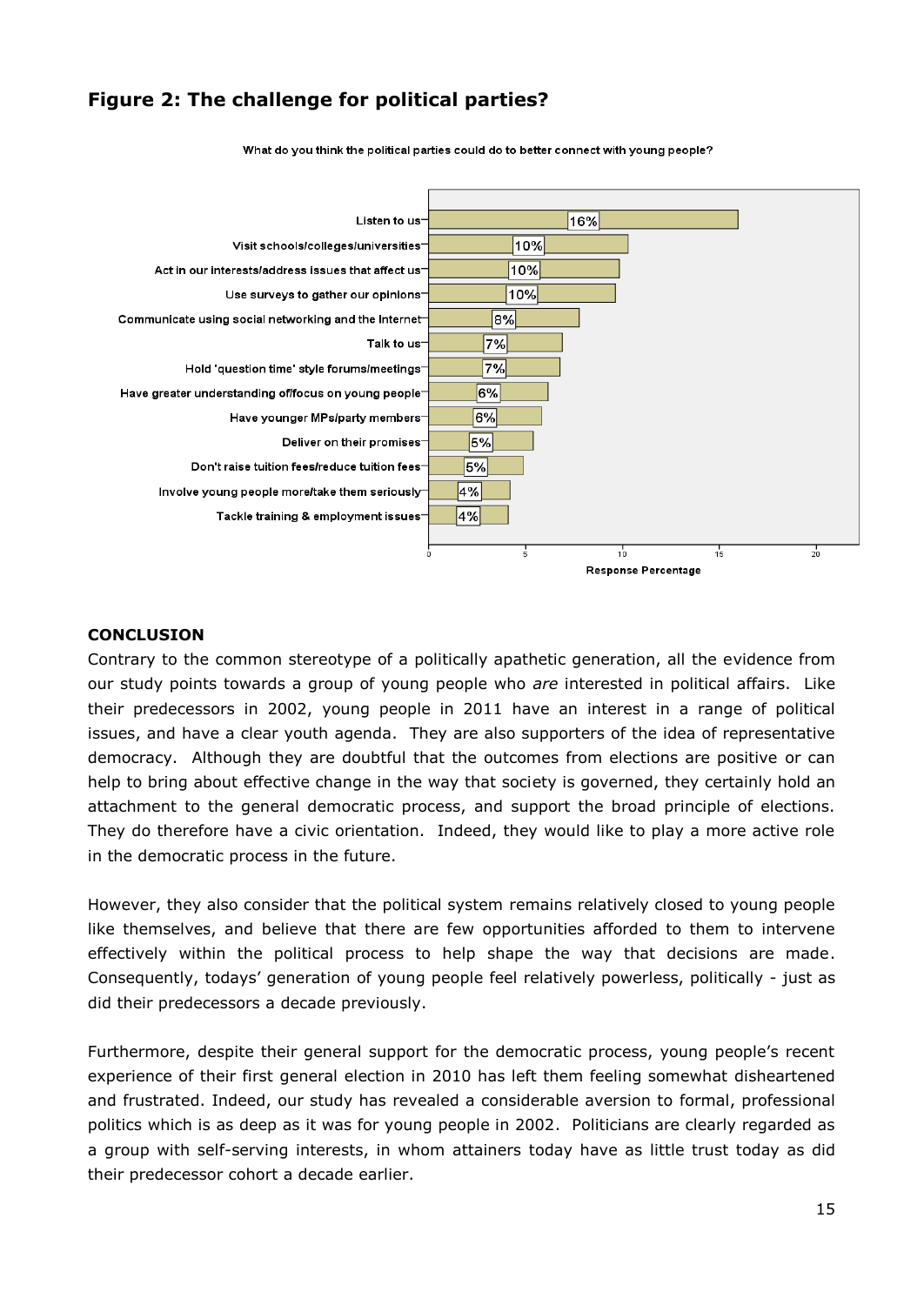## Figure 2: The challenge for political parties?

What do you think the political parties could do to better connect with young people?

| Response | Response Percentage |
|---|---|
| Listen to us | 16% |
| Visit schools/colleges/universities | 10% |
| Act in our interests/address issues that affect us | 10% |
| Use surveys to gather our opinions | 10% |
| Communicate using social networking and the Internet | 8% |
| Talk to us | 7% |
| Hold 'question time' style forums/meetings | 7% |
| Have greater understanding of/focus on young people | 6% |
| Have younger MPs/party members | 6% |
| Deliver on their promises | 5% |
| Don't raise tuition fees/reduce tuition fees | 5% |
| Involve young people more/take them seriously | 4% |
| Tackle training & employment issues | 4% |

### CONCLUSION

Contrary to the common stereotype of a politically apathetic generation, all the evidence from our study points towards a group of young people who *are* interested in political affairs. Like their predecessors in 2002, young people in 2011 have an interest in a range of political issues, and have a clear youth agenda. They are also supporters of the idea of representative democracy. Although they are doubtful that the outcomes from elections are positive or can help to bring about effective change in the way that society is governed, they certainly hold an attachment to the general democratic process, and support the broad principle of elections. They do therefore have a civic orientation. Indeed, they would like to play a more active role in the democratic process in the future.

However, they also consider that the political system remains relatively closed to young people like themselves, and believe that there are few opportunities afforded to them to intervene effectively within the political process to help shape the way that decisions are made. Consequently, todays' generation of young people feel relatively powerless, politically - just as did their predecessors a decade previously.

Furthermore, despite their general support for the democratic process, young people's recent experience of their first general election in 2010 has left them feeling somewhat disheartened and frustrated. Indeed, our study has revealed a considerable aversion to formal, professional politics which is as deep as it was for young people in 2002. Politicians are clearly regarded as a group with self-serving interests, in whom attainers today have as little trust today as did their predecessor cohort a decade earlier.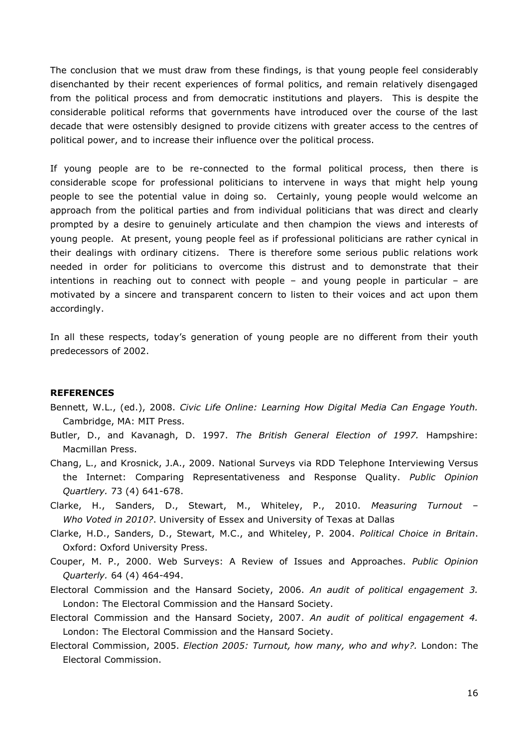The conclusion that we must draw from these findings, is that young people feel considerably disenchanted by their recent experiences of formal politics, and remain relatively disengaged from the political process and from democratic institutions and players. This is despite the considerable political reforms that governments have introduced over the course of the last decade that were ostensibly designed to provide citizens with greater access to the centres of political power, and to increase their influence over the political process.

If young people are to be re-connected to the formal political process, then there is considerable scope for professional politicians to intervene in ways that might help young people to see the potential value in doing so. Certainly, young people would welcome an approach from the political parties and from individual politicians that was direct and clearly prompted by a desire to genuinely articulate and then champion the views and interests of young people. At present, young people feel as if professional politicians are rather cynical in their dealings with ordinary citizens. There is therefore some serious public relations work needed in order for politicians to overcome this distrust and to demonstrate that their intentions in reaching out to connect with people – and young people in particular – are motivated by a sincere and transparent concern to listen to their voices and act upon them accordingly.

In all these respects, today's generation of young people are no different from their youth predecessors of 2002.

**REFERENCES**

Bennett, W.L., (ed.), 2008. *Civic Life Online: Learning How Digital Media Can Engage Youth.* Cambridge, MA: MIT Press.

Butler, D., and Kavanagh, D. 1997. *The British General Election of 1997.* Hampshire: Macmillan Press.

Chang, L., and Krosnick, J.A., 2009. National Surveys via RDD Telephone Interviewing Versus the Internet: Comparing Representativeness and Response Quality. *Public Opinion Quartlery.* 73 (4) 641-678.

Clarke, H., Sanders, D., Stewart, M., Whiteley, P., 2010. *Measuring Turnout – Who Voted in 2010?*. University of Essex and University of Texas at Dallas

Clarke, H.D., Sanders, D., Stewart, M.C., and Whiteley, P. 2004. *Political Choice in Britain*. Oxford: Oxford University Press.

Couper, M. P., 2000. Web Surveys: A Review of Issues and Approaches. *Public Opinion Quarterly.* 64 (4) 464-494.

Electoral Commission and the Hansard Society, 2006. *An audit of political engagement 3.* London: The Electoral Commission and the Hansard Society.

Electoral Commission and the Hansard Society, 2007. *An audit of political engagement 4.* London: The Electoral Commission and the Hansard Society.

Electoral Commission, 2005. *Election 2005: Turnout, how many, who and why?.* London: The Electoral Commission.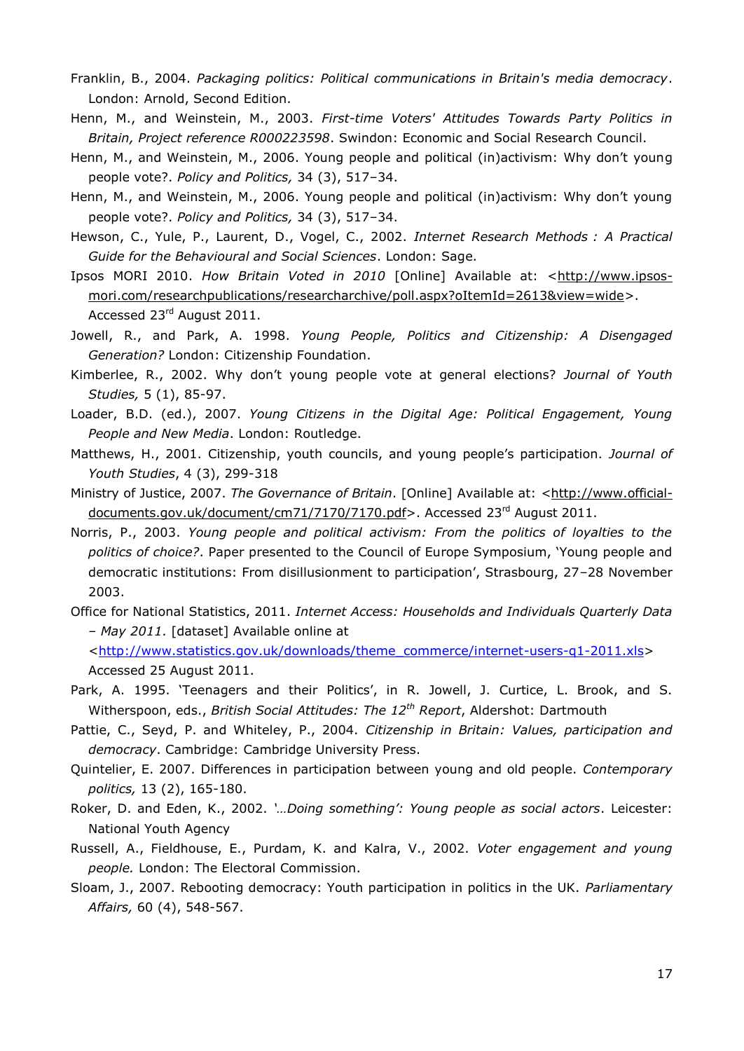Franklin, B., 2004. *Packaging politics: Political communications in Britain's media democracy*. London: Arnold, Second Edition.

Henn, M., and Weinstein, M., 2003. *First-time Voters' Attitudes Towards Party Politics in Britain, Project reference R000223598*. Swindon: Economic and Social Research Council.

Henn, M., and Weinstein, M., 2006. Young people and political (in)activism: Why don't young people vote?. *Policy and Politics,* 34 (3), 517–34.

Henn, M., and Weinstein, M., 2006. Young people and political (in)activism: Why don't young people vote?. *Policy and Politics,* 34 (3), 517–34.

Hewson, C., Yule, P., Laurent, D., Vogel, C., 2002. *Internet Research Methods : A Practical Guide for the Behavioural and Social Sciences*. London: Sage.

Ipsos MORI 2010. *How Britain Voted in 2010* [Online] Available at: <http://www.ipsos-mori.com/researchpublications/researcharchive/poll.aspx?oItemId=2613&view=wide>. Accessed 23rd August 2011.

Jowell, R., and Park, A. 1998. *Young People, Politics and Citizenship: A Disengaged Generation?* London: Citizenship Foundation.

Kimberlee, R., 2002. Why don't young people vote at general elections? *Journal of Youth Studies,* 5 (1), 85-97.

Loader, B.D. (ed.), 2007. *Young Citizens in the Digital Age: Political Engagement, Young People and New Media*. London: Routledge.

Matthews, H., 2001. Citizenship, youth councils, and young people's participation. *Journal of Youth Studies*, 4 (3), 299-318

Ministry of Justice, 2007. *The Governance of Britain*. [Online] Available at: <http://www.official-documents.gov.uk/document/cm71/7170/7170.pdf>. Accessed 23rd August 2011.

Norris, P., 2003. *Young people and political activism: From the politics of loyalties to the politics of choice?*. Paper presented to the Council of Europe Symposium, 'Young people and democratic institutions: From disillusionment to participation', Strasbourg, 27–28 November 2003.

Office for National Statistics, 2011. *Internet Access: Households and Individuals Quarterly Data – May 2011*. [dataset] Available online at <http://www.statistics.gov.uk/downloads/theme_commerce/internet-users-q1-2011.xls> Accessed 25 August 2011.

Park, A. 1995. 'Teenagers and their Politics', in R. Jowell, J. Curtice, L. Brook, and S. Witherspoon, eds., *British Social Attitudes: The 12th Report*, Aldershot: Dartmouth

Pattie, C., Seyd, P. and Whiteley, P., 2004. *Citizenship in Britain: Values, participation and democracy*. Cambridge: Cambridge University Press.

Quintelier, E. 2007. Differences in participation between young and old people. *Contemporary politics,* 13 (2), 165-180.

Roker, D. and Eden, K., 2002. *'…Doing something': Young people as social actors*. Leicester: National Youth Agency

Russell, A., Fieldhouse, E., Purdam, K. and Kalra, V., 2002. *Voter engagement and young people.* London: The Electoral Commission.

Sloam, J., 2007. Rebooting democracy: Youth participation in politics in the UK. *Parliamentary Affairs,* 60 (4), 548-567.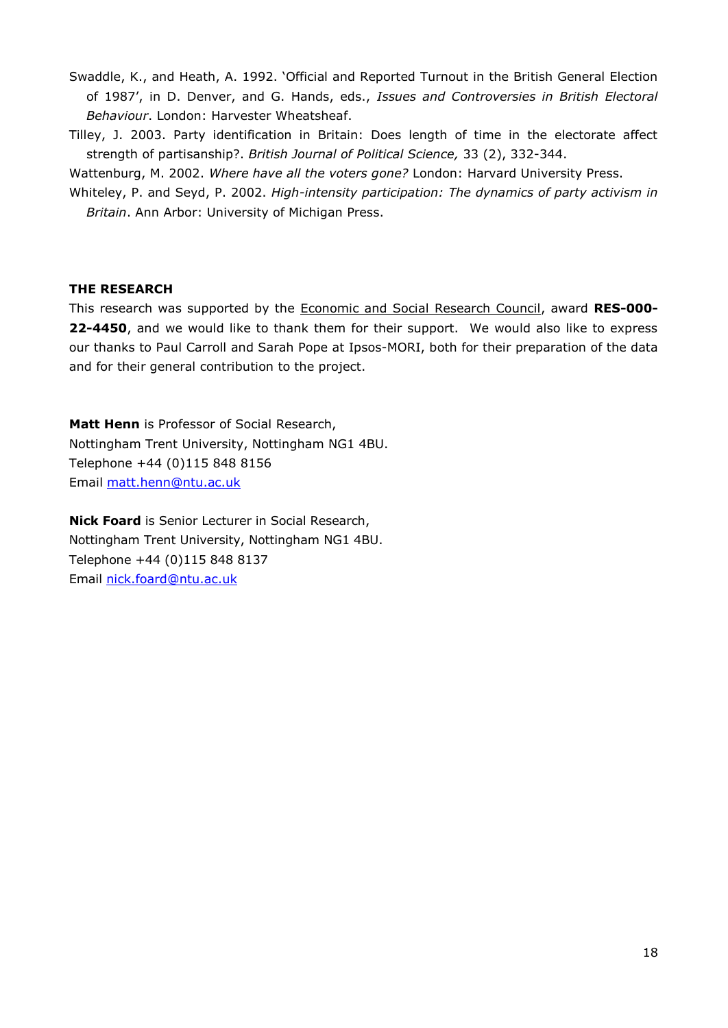Swaddle, K., and Heath, A. 1992. 'Official and Reported Turnout in the British General Election of 1987', in D. Denver, and G. Hands, eds., *Issues and Controversies in British Electoral Behaviour*. London: Harvester Wheatsheaf.

Tilley, J. 2003. Party identification in Britain: Does length of time in the electorate affect strength of partisanship?. *British Journal of Political Science,* 33 (2), 332-344.

Wattenburg, M. 2002. *Where have all the voters gone?* London: Harvard University Press.

Whiteley, P. and Seyd, P. 2002. *High-intensity participation: The dynamics of party activism in Britain*. Ann Arbor: University of Michigan Press.

**THE RESEARCH**

This research was supported by the Economic and Social Research Council, award **RES-000-22-4450**, and we would like to thank them for their support. We would also like to express our thanks to Paul Carroll and Sarah Pope at Ipsos-MORI, both for their preparation of the data and for their general contribution to the project.

**Matt Henn** is Professor of Social Research,
Nottingham Trent University, Nottingham NG1 4BU.
Telephone +44 (0)115 848 8156
Email matt.henn@ntu.ac.uk

**Nick Foard** is Senior Lecturer in Social Research,
Nottingham Trent University, Nottingham NG1 4BU.
Telephone +44 (0)115 848 8137
Email nick.foard@ntu.ac.uk